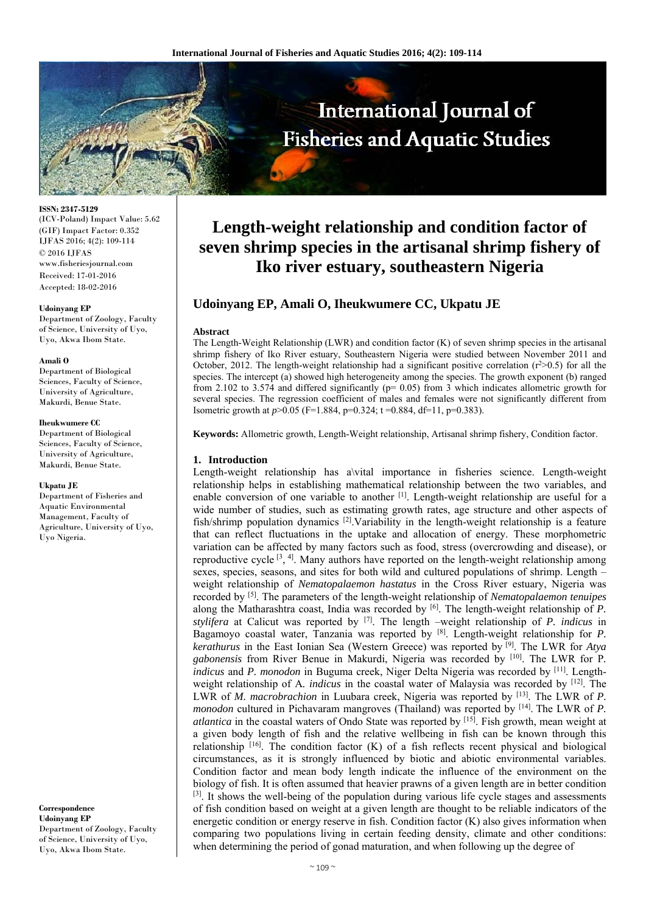# Length-weight relationship and condition factor of seven shrimp species in the artisanal shrimp fishery of Iko river estuary, southeastern Nigeria

**Udoinyang EP, Amali O, Iheukwumere CC, Ukpatu JE**

**Udoinyang EP**
Department of Zoology, Faculty of Science, University of Uyo, Uyo, Akwa Ibom State.

**Amali O**
Department of Biological Sciences, Faculty of Science, University of Agriculture, Makurdi, Benue State.

**Iheukwumere CC**
Department of Biological Sciences, Faculty of Science, University of Agriculture, Makurdi, Benue State.

**Ukpatu JE**
Department of Fisheries and Aquatic Environmental Management, Faculty of Agriculture, University of Uyo, Uyo Nigeria.

**Correspondence**
**Udoinyang EP**
Department of Zoology, Faculty of Science, University of Uyo, Akwa Ibom State.

ISSN: 2347-5129
(ICV-Poland) Impact Value: 5.62
(GIF) Impact Factor: 0.352
IJFAS 2016; 4(2): 109-114
© 2016 IJFAS
www.fisheriesjournal.com
Received: 17-01-2016
Accepted: 18-02-2016

**Abstract**

The Length-Weight Relationship (LWR) and condition factor (K) of seven shrimp species in the artisanal shrimp fishery of Iko River estuary, Southeastern Nigeria were studied between November 2011 and October, 2012. The length-weight relationship had a significant positive correlation ($r^2$>0.5) for all the species. The intercept (a) showed high heterogeneity among the species. The growth exponent (b) ranged from 2.102 to 3.574 and differed significantly (p= 0.05) from 3 which indicates allometric growth for several species. The regression coefficient of males and females were not significantly different from Isometric growth at $p$>0.05 (F=1.884, p=0.324; t =0.884, df=11, p=0.383).

**Keywords:** Allometric growth, Length-Weight relationship, Artisanal shrimp fishery, Condition factor.

## 1. Introduction

Length-weight relationship has a\vital importance in fisheries science. Length-weight relationship helps in establishing mathematical relationship between the two variables, and enable conversion of one variable to another [1]. Length-weight relationship are useful for a wide number of studies, such as estimating growth rates, age structure and other aspects of fish/shrimp population dynamics [2].Variability in the length-weight relationship is a feature that can reflect fluctuations in the uptake and allocation of energy. These morphometric variation can be affected by many factors such as food, stress (overcrowding and disease), or reproductive cycle [3, 4]. Many authors have reported on the length-weight relationship among sexes, species, seasons, and sites for both wild and cultured populations of shrimp. Length –weight relationship of *Nematopalaemon hastatus* in the Cross River estuary, Nigeria was recorded by [5]. The parameters of the length-weight relationship of *Nematopalaemon tenuipes* along the Matharashtra coast, India was recorded by [6]. The length-weight relationship of *P. stylifera* at Calicut was reported by [7]. The length –weight relationship of *P. indicus* in Bagamoyo coastal water, Tanzania was reported by [8]. Length-weight relationship for *P. kerathurus* in the East Ionian Sea (Western Greece) was reported by [9]. The LWR for *Atya gabonensis* from River Benue in Makurdi, Nigeria was recorded by [10]. The LWR for P. *indicus* and *P. monodon* in Buguma creek, Niger Delta Nigeria was recorded by [11]. Length-weight relationship of A. *indicus* in the coastal water of Malaysia was reported by [12]. The LWR of *M. macrobrachion* in Luubara creek, Nigeria was reported by [13]. The LWR of *P. monodon* cultured in Pichavaram mangroves (Thailand) was reported by [14]. The LWR of *P. atlantica* in the coastal waters of Ondo State was reported by [15]. Fish growth, mean weight at a given body length of fish and the relative wellbeing in fish can be known through this relationship [16]. The condition factor (K) of a fish reflects recent physical and biological circumstances, as it is strongly influenced by biotic and abiotic environmental variables. Condition factor and mean body length indicate the influence of the environment on the biology of fish. It is often assumed that heavier prawns of a given length are in better condition [3]. It shows the well-being of the population during various life cycle stages and assessments of fish condition based on weight at a given length are thought to be reliable indicators of the energetic condition or energy reserve in fish. Condition factor (K) also gives information when comparing two populations living in certain feeding density, climate and other conditions: when determining the period of gonad maturation, and when following up the degree of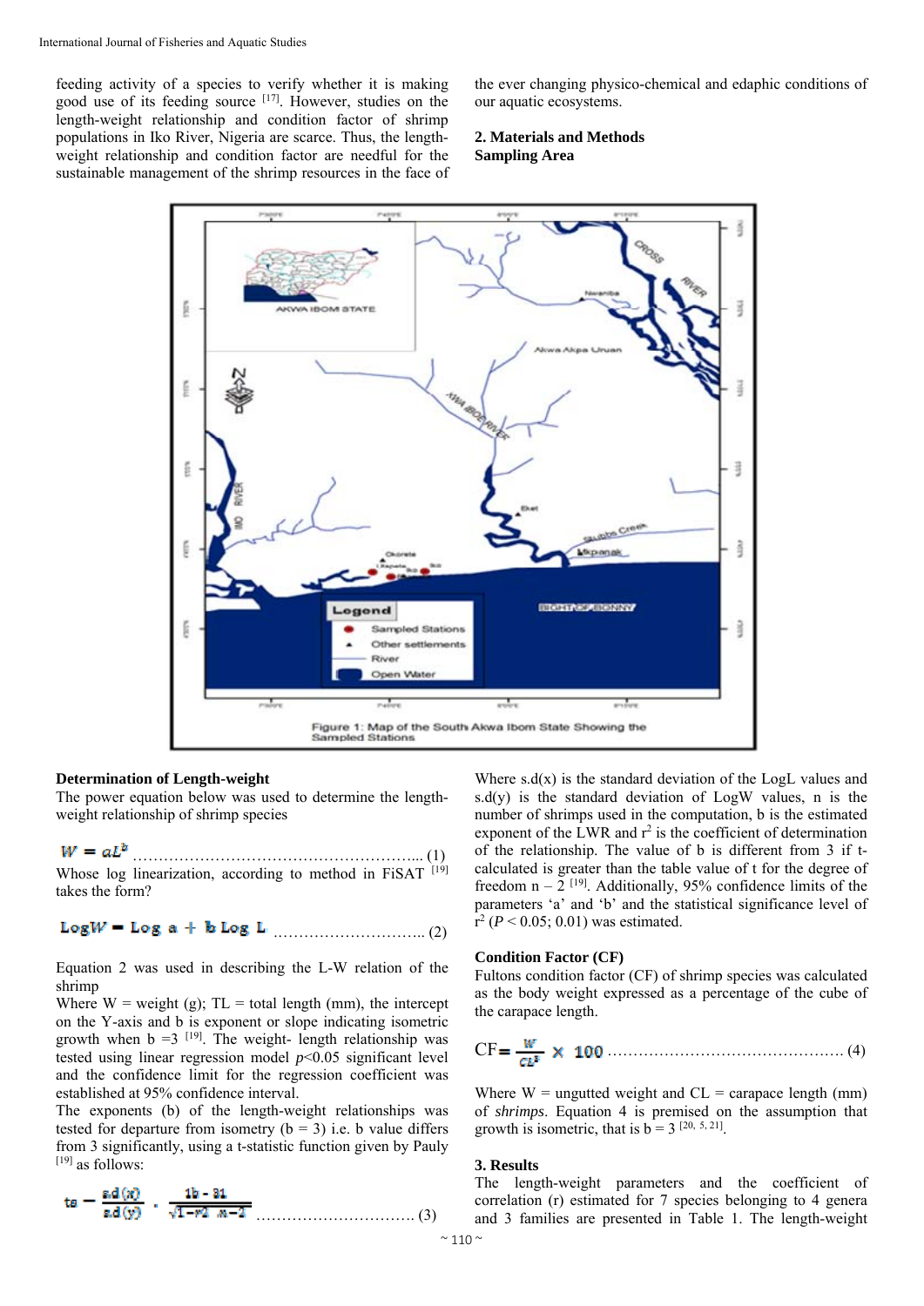feeding activity of a species to verify whether it is making good use of its feeding source [17]. However, studies on the length-weight relationship and condition factor of shrimp populations in Iko River, Nigeria are scarce. Thus, the length-weight relationship and condition factor are needful for the sustainable management of the shrimp resources in the face of the ever changing physico-chemical and edaphic conditions of our aquatic ecosystems.

## 2. Materials and Methods

### Sampling Area

Figure 1: Map of the South Akwa Ibom State Showing the Sampled Stations

### Determination of Length-weight

The power equation below was used to determine the length-weight relationship of shrimp species

$$W = aL^b \quad \text{.......... (1)}$$

Whose log linearization, according to method in FiSAT [19] takes the form?

$$\text{Log}W = \text{Log } a + b \text{ Log } L \quad \text{.......... (2)}$$

Equation 2 was used in describing the L-W relation of the shrimp

Where W = weight (g); TL = total length (mm), the intercept on the Y-axis and b is exponent or slope indicating isometric growth when b =3 [19]. The weight- length relationship was tested using linear regression model $p$<0.05 significant level and the confidence limit for the regression coefficient was established at 95% confidence interval.

The exponents (b) of the length-weight relationships was tested for departure from isometry (b = 3) i.e. b value differs from 3 significantly, using a t-statistic function given by Pauly [19] as follows:

$$ts = \frac{s.d(x)}{s.d(y)} \cdot \frac{|b - 3|}{\sqrt{1-r^2}} \sqrt{n-2} \quad \text{.......... (3)}$$

Where s.d(x) is the standard deviation of the LogL values and s.d(y) is the standard deviation of LogW values, n is the number of shrimps used in the computation, b is the estimated exponent of the LWR and $r^2$ is the coefficient of determination of the relationship. The value of b is different from 3 if t-calculated is greater than the table value of t for the degree of freedom n – 2 [19]. Additionally, 95% confidence limits of the parameters 'a' and 'b' and the statistical significance level of $r^2$ ($P$ < 0.05; 0.01) was estimated.

### Condition Factor (CF)

Fultons condition factor (CF) of shrimp species was calculated as the body weight expressed as a percentage of the cube of the carapace length.

$$CF = \frac{W}{CL^3} \times 100 \quad \text{.......... (4)}$$

Where W = ungutted weight and CL = carapace length (mm) of *shrimps*. Equation 4 is premised on the assumption that growth is isometric, that is b = 3 [20, 5, 21].

## 3. Results

The length-weight parameters and the coefficient of correlation (r) estimated for 7 species belonging to 4 genera and 3 families are presented in Table 1. The length-weight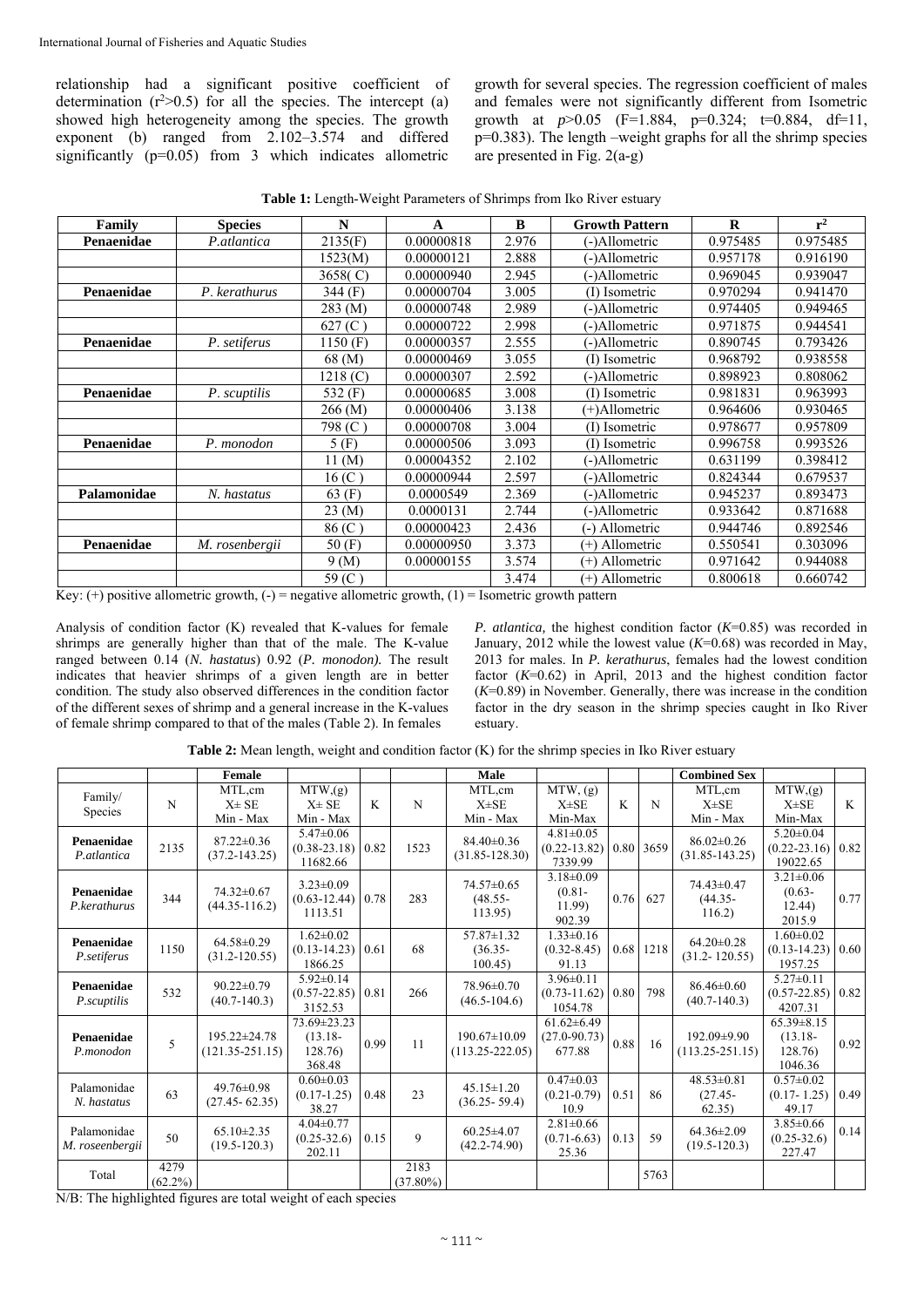relationship had a significant positive coefficient of determination ($r^2$>0.5) for all the species. The intercept (a) showed high heterogeneity among the species. The growth exponent (b) ranged from 2.102–3.574 and differed significantly (p=0.05) from 3 which indicates allometric growth for several species. The regression coefficient of males and females were not significantly different from Isometric growth at *p*>0.05 (F=1.884, p=0.324; t=0.884, df=11, p=0.383). The length –weight graphs for all the shrimp species are presented in Fig. 2(a-g)

**Table 1:** Length-Weight Parameters of Shrimps from Iko River estuary

| Family | Species | N | A | B | Growth Pattern | R | $r^2$ |
|---|---|---|---|---|---|---|---|
| **Penaenidae** | *P.atlantica* | 2135(F) | 0.00000818 | 2.976 | (-)Allometric | 0.975485 | 0.975485 |
| | | 1523(M) | 0.00000121 | 2.888 | (-)Allometric | 0.957178 | 0.916190 |
| | | 3658( C) | 0.00000940 | 2.945 | (-)Allometric | 0.969045 | 0.939047 |
| **Penaenidae** | *P. kerathurus* | 344 (F) | 0.00000704 | 3.005 | (I) Isometric | 0.970294 | 0.941470 |
| | | 283 (M) | 0.00000748 | 2.989 | (-)Allometric | 0.974405 | 0.949465 |
| | | 627 (C ) | 0.00000722 | 2.998 | (-)Allometric | 0.971875 | 0.944541 |
| **Penaenidae** | *P. setiferus* | 1150 (F) | 0.00000357 | 2.555 | (-)Allometric | 0.890745 | 0.793426 |
| | | 68 (M) | 0.00000469 | 3.055 | (I) Isometric | 0.968792 | 0.938558 |
| | | 1218 (C) | 0.00000307 | 2.592 | (-)Allometric | 0.898923 | 0.808062 |
| **Penaenidae** | *P. scuptilis* | 532 (F) | 0.00000685 | 3.008 | (I) Isometric | 0.981831 | 0.963993 |
| | | 266 (M) | 0.00000406 | 3.138 | (+)Allometric | 0.964606 | 0.930465 |
| | | 798 (C ) | 0.00000708 | 3.004 | (I) Isometric | 0.978677 | 0.957809 |
| **Penaenidae** | *P. monodon* | 5 (F) | 0.00000506 | 3.093 | (I) Isometric | 0.996758 | 0.993526 |
| | | 11 (M) | 0.00004352 | 2.102 | (-)Allometric | 0.631199 | 0.398412 |
| | | 16 (C ) | 0.00000944 | 2.597 | (-)Allometric | 0.824344 | 0.679537 |
| **Palamonidae** | *N. hastatus* | 63 (F) | 0.0000549 | 2.369 | (-)Allometric | 0.945237 | 0.893473 |
| | | 23 (M) | 0.0000131 | 2.744 | (-)Allometric | 0.933642 | 0.871688 |
| | | 86 (C ) | 0.00000423 | 2.436 | (-) Allometric | 0.944746 | 0.892546 |
| **Penaenidae** | *M. rosenbergii* | 50 (F) | 0.00000950 | 3.373 | (+) Allometric | 0.550541 | 0.303096 |
| | | 9 (M) | 0.00000155 | 3.574 | (+) Allometric | 0.971642 | 0.944088 |
| | | 59 (C ) | | 3.474 | (+) Allometric | 0.800618 | 0.660742 |

Key: (+) positive allometric growth, (-) = negative allometric growth, (1) = Isometric growth pattern

Analysis of condition factor (K) revealed that K-values for female shrimps are generally higher than that of the male. The K-value ranged between 0.14 (*N. hastatus*) 0.92 (*P. monodon).* The result indicates that heavier shrimps of a given length are in better condition. The study also observed differences in the condition factor of the different sexes of shrimp and a general increase in the K-values of female shrimp compared to that of the males (Table 2). In females *P. atlantica,* the highest condition factor (*K*=0.85) was recorded in January, 2012 while the lowest value (*K*=0.68) was recorded in May, 2013 for males. In *P. kerathurus*, females had the lowest condition factor (*K*=0.62) in April, 2013 and the highest condition factor (*K*=0.89) in November. Generally, there was increase in the condition factor in the dry season in the shrimp species caught in Iko River estuary.

**Table 2:** Mean length, weight and condition factor (K) for the shrimp species in Iko River estuary

| Family/ Species | Female | | | | Male | | | | Combined Sex | | | |
|---|---|---|---|---|---|---|---|---|---|---|---|---|
| | N | MTL,cm X± SE Min - Max | MTW,(g) X± SE Min - Max | K | N | MTL,cm X±SE Min - Max | MTW, (g) X±SE Min-Max | K | N | MTL,cm X±SE Min - Max | MTW,(g) X±SE Min-Max | K |
| **Penaenidae** *P.atlantica* | 2135 | 87.22±0.36 (37.2-143.25) | 5.47±0.06 (0.38-23.18) 11682.66 | 0.82 | 1523 | 84.40±0.36 (31.85-128.30) | 4.81±0.05 (0.22-13.82) 7339.99 | 0.80 | 3659 | 86.02±0.26 (31.85-143.25) | 5.20±0.04 (0.22-23.16) 19022.65 | 0.82 |
| **Penaenidae** *P.kerathurus* | 344 | 74.32±0.67 (44.35-116.2) | 3.23±0.09 (0.63-12.44) 1113.51 | 0.78 | 283 | 74.57±0.65 (48.55-113.95) | 3.18±0.09 (0.81-11.99) 902.39 | 0.76 | 627 | 74.43±0.47 (44.35-116.2) | 3.21±0.06 (0.63-12.44) 2015.9 | 0.77 |
| **Penaenidae** *P.setiferus* | 1150 | 64.58±0.29 (31.2-120.55) | 1.62±0.02 (0.13-14.23) 1866.25 | 0.61 | 68 | 57.87±1.32 (36.35-100.45) | 1.33±0.16 (0.32-8.45) 91.13 | 0.68 | 1218 | 64.20±0.28 (31.2- 120.55) | 1.60±0.02 (0.13-14.23) 1957.25 | 0.60 |
| **Penaenidae** *P.scuptilis* | 532 | 90.22±0.79 (40.7-140.3) | 5.92±0.14 (0.57-22.85) 3152.53 | 0.81 | 266 | 78.96±0.70 (46.5-104.6) | 3.96±0.11 (0.73-11.62) 1054.78 | 0.80 | 798 | 86.46±0.60 (40.7-140.3) | 5.27±0.11 (0.57-22.85) 4207.31 | 0.82 |
| **Penaenidae** *P.monodon* | 5 | 195.22±24.78 (121.35-251.15) | 73.69±23.23 (13.18-128.76) 368.48 | 0.99 | 11 | 190.67±10.09 (113.25-222.05) | 61.62±6.49 (27.0-90.73) 677.88 | 0.88 | 16 | 192.09±9.90 (113.25-251.15) | 65.39±8.15 (13.18-128.76) 1046.36 | 0.92 |
| Palamonidae *N. hastatus* | 63 | 49.76±0.98 (27.45- 62.35) | 0.60±0.03 (0.17-1.25) 38.27 | 0.48 | 23 | 45.15±1.20 (36.25- 59.4) | 0.47±0.03 (0.21-0.79) 10.9 | 0.51 | 86 | 48.53±0.81 (27.45-62.35) | 0.57±0.02 (0.17- 1.25) 49.17 | 0.49 |
| Palamonidae *M. roseenbergii* | 50 | 65.10±2.35 (19.5-120.3) | 4.04±0.77 (0.25-32.6) 202.11 | 0.15 | 9 | 60.25±4.07 (42.2-74.90) | 2.81±0.66 (0.71-6.63) 25.36 | 0.13 | 59 | 64.36±2.09 (19.5-120.3) | 3.85±0.66 (0.25-32.6) 227.47 | 0.14 |
| Total | 4279 (62.2%) | | | | 2183 (37.80%) | | | | 5763 | | | |

N/B: The highlighted figures are total weight of each species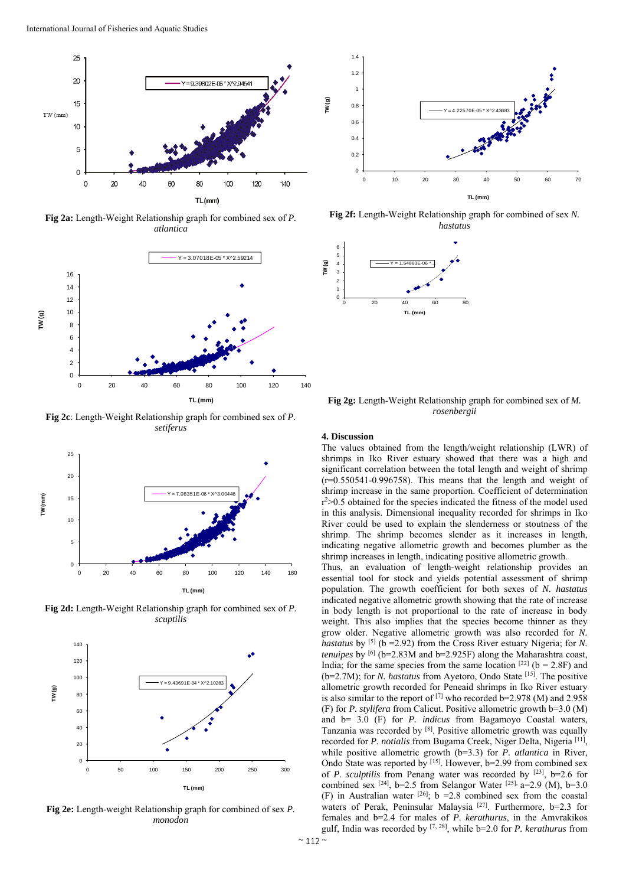**Fig 2a:** Length-Weight Relationship graph for combined sex of *P. atlantica*

**Fig 2c**: Length-Weight Relationship graph for combined sex of *P. setiferus*

**Fig 2d:** Length-Weight Relationship graph for combined sex of *P. scuptilis*

**Fig 2e:** Length-weight Relationship graph for combined of sex *P. monodon*

**Fig 2f:** Length-Weight Relationship graph for combined of sex *N. hastatus*

**Fig 2g:** Length-Weight Relationship graph for combined sex of *M. rosenbergii*

## 4. Discussion

The values obtained from the length/weight relationship (LWR) of shrimps in Iko River estuary showed that there was a high and significant correlation between the total length and weight of shrimp (r=0.550541-0.996758). This means that the length and weight of shrimp increase in the same proportion. Coefficient of determination $r^2$>0.5 obtained for the species indicated the fitness of the model used in this analysis. Dimensional inequality recorded for shrimps in Iko River could be used to explain the slenderness or stoutness of the shrimp. The shrimp becomes slender as it increases in length, indicating negative allometric growth and becomes plumber as the shrimp increases in length, indicating positive allometric growth.

Thus, an evaluation of length-weight relationship provides an essential tool for stock and yields potential assessment of shrimp population. The growth coefficient for both sexes of *N. hastatus* indicated negative allometric growth showing that the rate of increase in body length is not proportional to the rate of increase in body weight. This also implies that the species become thinner as they grow older. Negative allometric growth was also recorded for *N. hastatus* by [5] (b =2.92) from the Cross River estuary Nigeria; for *N. tenuipes* by [6] (b=2.83M and b=2.925F) along the Maharashtra coast, India; for the same species from the same location [22] (b = 2.8F) and (b=2.7M); for *N. hastatus* from Ayetoro, Ondo State [15]. The positive allometric growth recorded for Peneaid shrimps in Iko River estuary is also similar to the report of [7] who recorded b=2.978 (M) and 2.958 (F) for *P. stylifera* from Calicut. Positive allometric growth b=3.0 (M) and b= 3.0 (F) for *P. indicus* from Bagamoyo Coastal waters, Tanzania was recorded by [8]. Positive allometric growth was equally recorded for *P. notialis* from Bugama Creek, Niger Delta, Nigeria [11], while positive allometric growth (b=3.3) for *P. atlantica* in River, Ondo State was reported by [15]. However, b=2.99 from combined sex of *P. sculptilis* from Penang water was recorded by [23], b=2.6 for combined sex [24], b=2.5 from Selangor Water [25], a=2.9 (M), b=3.0 (F) in Australian water [26]; b =2.8 combined sex from the coastal waters of Perak, Peninsular Malaysia [27]. Furthermore, b=2.3 for females and b=2.4 for males of *P. kerathurus*, in the Amvrakikos gulf, India was recorded by [7, 28], while b=2.0 for *P. kerathurus* from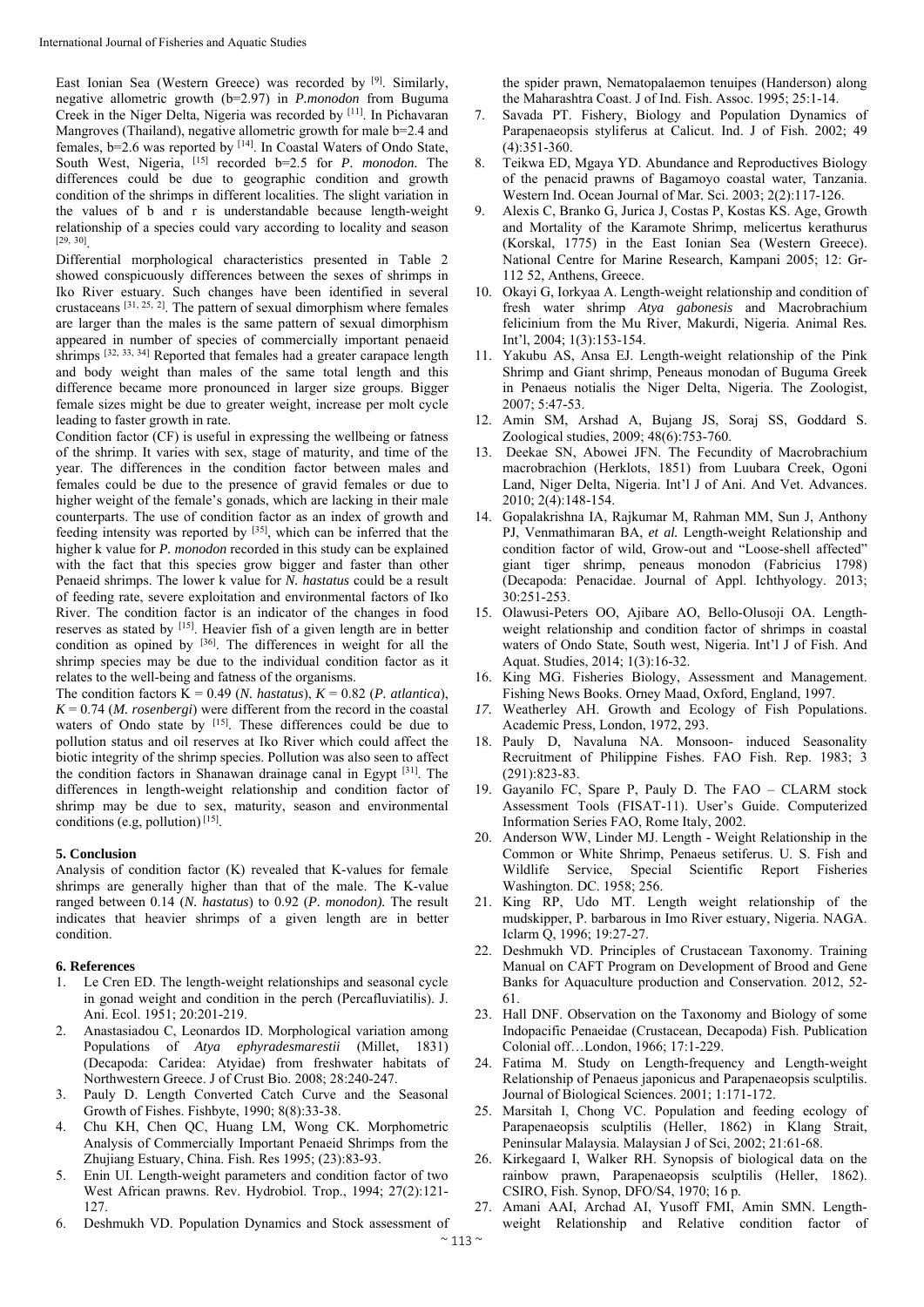East Ionian Sea (Western Greece) was recorded by [9]. Similarly, negative allometric growth (b=2.97) in *P.monodon* from Buguma Creek in the Niger Delta, Nigeria was recorded by [11]. In Pichavaran Mangroves (Thailand), negative allometric growth for male b=2.4 and females, b=2.6 was reported by [14]. In Coastal Waters of Ondo State, South West, Nigeria, [15] recorded b=2.5 for *P. monodon*. The differences could be due to geographic condition and growth condition of the shrimps in different localities. The slight variation in the values of b and r is understandable because length-weight relationship of a species could vary according to locality and season [29, 30].

Differential morphological characteristics presented in Table 2 showed conspicuously differences between the sexes of shrimps in Iko River estuary. Such changes have been identified in several crustaceans [31, 25, 2]. The pattern of sexual dimorphism where females are larger than the males is the same pattern of sexual dimorphism appeared in number of species of commercially important penaeid shrimps [32, 33, 34] Reported that females had a greater carapace length and body weight than males of the same total length and this difference became more pronounced in larger size groups. Bigger female sizes might be due to greater weight, increase per molt cycle leading to faster growth in rate.

Condition factor (CF) is useful in expressing the wellbeing or fatness of the shrimp. It varies with sex, stage of maturity, and time of the year. The differences in the condition factor between males and females could be due to the presence of gravid females or due to higher weight of the female's gonads, which are lacking in their male counterparts. The use of condition factor as an index of growth and feeding intensity was reported by [35], which can be inferred that the higher k value for *P. monodon* recorded in this study can be explained with the fact that this species grow bigger and faster than other Penaeid shrimps. The lower k value for *N. hastatus* could be a result of feeding rate, severe exploitation and environmental factors of Iko River. The condition factor is an indicator of the changes in food reserves as stated by [15]. Heavier fish of a given length are in better condition as opined by [36]. The differences in weight for all the shrimp species may be due to the individual condition factor as it relates to the well-being and fatness of the organisms.

The condition factors $K = 0.49$ (*N. hastatus*), $K = 0.82$ (*P. atlantica*), $K = 0.74$ (*M. rosenbergi*) were different from the record in the coastal waters of Ondo state by [15]. These differences could be due to pollution status and oil reserves at Iko River which could affect the biotic integrity of the shrimp species. Pollution was also seen to affect the condition factors in Shanawan drainage canal in Egypt [31]. The differences in length-weight relationship and condition factor of shrimp may be due to sex, maturity, season and environmental conditions (e.g, pollution) [15].

## 5. Conclusion

Analysis of condition factor (K) revealed that K-values for female shrimps are generally higher than that of the male. The K-value ranged between 0.14 (*N. hastatus*) to 0.92 (*P. monodon).* The result indicates that heavier shrimps of a given length are in better condition.

## 6. References

1. Le Cren ED. The length-weight relationships and seasonal cycle in gonad weight and condition in the perch (Percafluviatilis). J. Ani. Ecol. 1951; 20:201-219.
2. Anastasiadou C, Leonardos ID. Morphological variation among Populations of *Atya ephyradesmarestii* (Millet, 1831) (Decapoda: Caridea: Atyidae) from freshwater habitats of Northwestern Greece. J of Crust Bio. 2008; 28:240-247.
3. Pauly D. Length Converted Catch Curve and the Seasonal Growth of Fishes. Fishbyte, 1990; 8(8):33-38.
4. Chu KH, Chen QC, Huang LM, Wong CK. Morphometric Analysis of Commercially Important Penaeid Shrimps from the Zhujiang Estuary, China. Fish. Res 1995; (23):83-93.
5. Enin UI. Length-weight parameters and condition factor of two West African prawns. Rev. Hydrobiol. Trop., 1994; 27(2):121-127.
6. Deshmukh VD. Population Dynamics and Stock assessment of the spider prawn, Nematopalaemon tenuipes (Handerson) along the Maharashtra Coast. J of Ind. Fish. Assoc. 1995; 25:1-14.
7. Savada PT. Fishery, Biology and Population Dynamics of Parapenaeopsis styliferus at Calicut. Ind. J of Fish. 2002; 49 (4):351-360.
8. Teikwa ED, Mgaya YD. Abundance and Reproductives Biology of the penacid prawns of Bagamoyo coastal water, Tanzania. Western Ind. Ocean Journal of Mar. Sci. 2003; 2(2):117-126.
9. Alexis C, Branko G, Jurica J, Costas P, Kostas KS. Age, Growth and Mortality of the Karamote Shrimp, melicertus kerathurus (Korskal, 1775) in the East Ionian Sea (Western Greece). National Centre for Marine Research, Kampani 2005; 12: Gr-112 52, Anthens, Greece.
10. Okayi G, Iorkyaa A. Length-weight relationship and condition of fresh water shrimp *Atya gabonesis* and Macrobrachium felicinium from the Mu River, Makurdi, Nigeria. Animal Res. Int'l, 2004; 1(3):153-154.
11. Yakubu AS, Ansa EJ. Length-weight relationship of the Pink Shrimp and Giant shrimp, Peneaus monodan of Buguma Greek in Penaeus notialis the Niger Delta, Nigeria. The Zoologist, 2007; 5:47-53.
12. Amin SM, Arshad A, Bujang JS, Soraj SS, Goddard S. Zoological studies, 2009; 48(6):753-760.
13. Deekae SN, Abowei JFN. The Fecundity of Macrobrachium macrobrachion (Herklots, 1851) from Luubara Creek, Ogoni Land, Niger Delta, Nigeria. Int'l J of Ani. And Vet. Advances. 2010; 2(4):148-154.
14. Gopalakrishna IA, Rajkumar M, Rahman MM, Sun J, Anthony PJ, Venmathimaran BA, *et al.* Length-weight Relationship and condition factor of wild, Grow-out and "Loose-shell affected" giant tiger shrimp, peneaus monodon (Fabricius 1798) (Decapoda: Penacidae. Journal of Appl. Ichthyology. 2013; 30:251-253.
15. Olawusi-Peters OO, Ajibare AO, Bello-Olusoji OA. Length-weight relationship and condition factor of shrimps in coastal waters of Ondo State, South west, Nigeria. Int'l J of Fish. And Aquat. Studies, 2014; 1(3):16-32.
16. King MG. Fisheries Biology, Assessment and Management. Fishing News Books. Orney Maad, Oxford, England, 1997.
17. Weatherley AH. Growth and Ecology of Fish Populations. Academic Press, London, 1972, 293.
18. Pauly D, Navaluna NA. Monsoon- induced Seasonality Recruitment of Philippine Fishes. FAO Fish. Rep. 1983; 3 (291):823-83.
19. Gayanilo FC, Spare P, Pauly D. The FAO – CLARM stock Assessment Tools (FISAT-11). User's Guide. Computerized Information Series FAO, Rome Italy, 2002.
20. Anderson WW, Linder MJ. Length - Weight Relationship in the Common or White Shrimp, Penaeus setiferus. U. S. Fish and Wildlife Service, Special Scientific Report Fisheries Washington. DC. 1958; 256.
21. King RP, Udo MT. Length weight relationship of the mudskipper, P. barbarous in Imo River estuary, Nigeria. NAGA. Iclarm Q, 1996; 19:27-27.
22. Deshmukh VD. Principles of Crustacean Taxonomy. Training Manual on CAFT Program on Development of Brood and Gene Banks for Aquaculture production and Conservation. 2012, 52-61.
23. Hall DNF. Observation on the Taxonomy and Biology of some Indopacific Penaeidae (Crustacean, Decapoda) Fish. Publication Colonial off…London, 1966; 17:1-229.
24. Fatima M. Study on Length-frequency and Length-weight Relationship of Penaeus japonicus and Parapenaeopsis sculptilis. Journal of Biological Sciences. 2001; 1:171-172.
25. Marsitah I, Chong VC. Population and feeding ecology of Parapenaeopsis sculptilis (Heller, 1862) in Klang Strait, Peninsular Malaysia. Malaysian J of Sci, 2002; 21:61-68.
26. Kirkegaard I, Walker RH. Synopsis of biological data on the rainbow prawn, Parapenaeopsis sculptilis (Heller, 1862). CSIRO, Fish. Synop, DFO/S4, 1970; 16 p.
27. Amani AAI, Archad AI, Yusoff FMI, Amin SMN. Length-weight Relationship and Relative condition factor of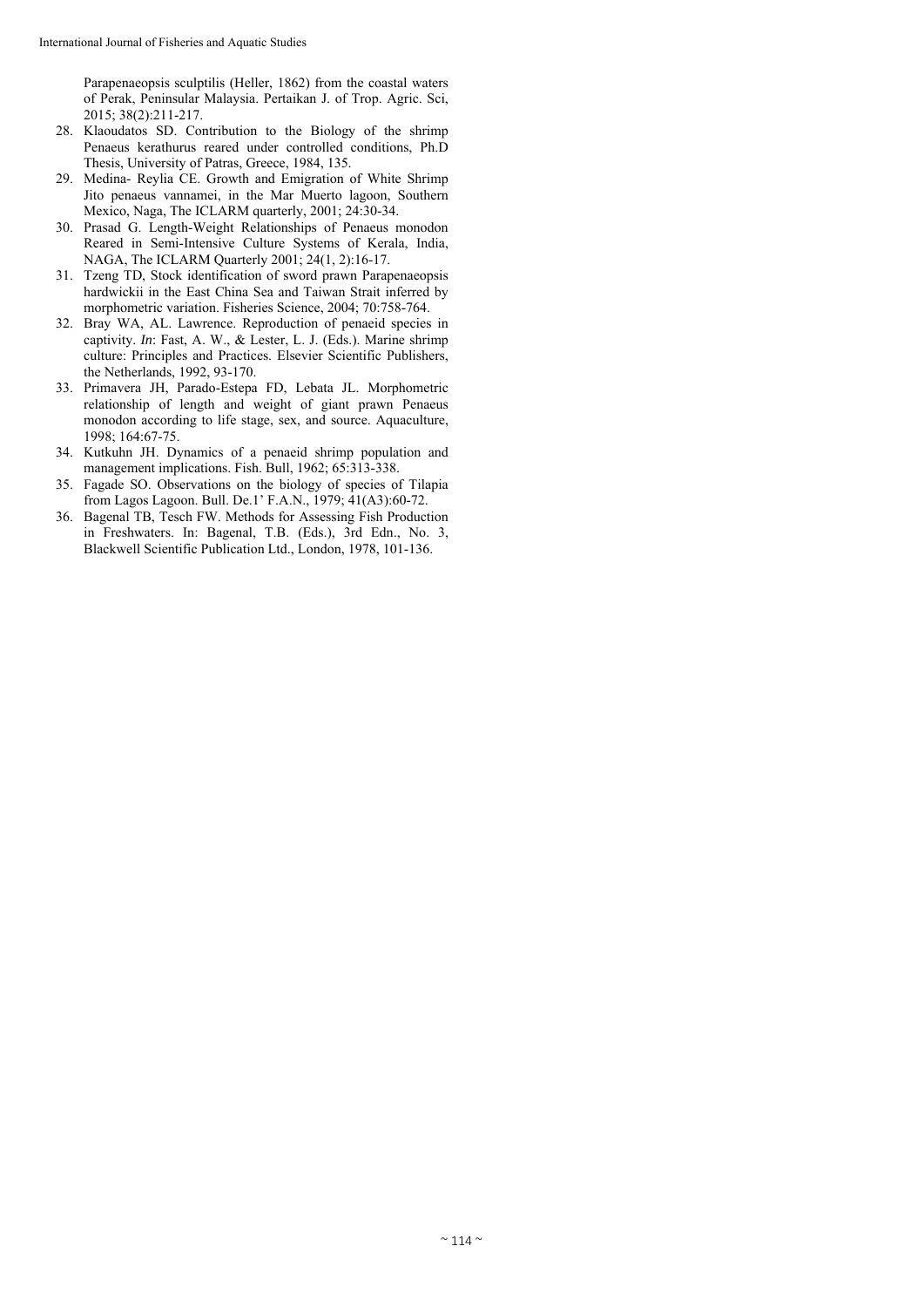Parapenaeopsis sculptilis (Heller, 1862) from the coastal waters of Perak, Peninsular Malaysia. Pertaikan J. of Trop. Agric. Sci, 2015; 38(2):211-217.

28. Klaoudatos SD. Contribution to the Biology of the shrimp Penaeus kerathurus reared under controlled conditions, Ph.D Thesis, University of Patras, Greece, 1984, 135.
29. Medina- Reylia CE. Growth and Emigration of White Shrimp Jito penaeus vannamei, in the Mar Muerto lagoon, Southern Mexico, Naga, The ICLARM quarterly, 2001; 24:30-34.
30. Prasad G. Length-Weight Relationships of Penaeus monodon Reared in Semi-Intensive Culture Systems of Kerala, India, NAGA, The ICLARM Quarterly 2001; 24(1, 2):16-17.
31. Tzeng TD, Stock identification of sword prawn Parapenaeopsis hardwickii in the East China Sea and Taiwan Strait inferred by morphometric variation. Fisheries Science, 2004; 70:758-764.
32. Bray WA, AL. Lawrence. Reproduction of penaeid species in captivity. *In*: Fast, A. W., & Lester, L. J. (Eds.). Marine shrimp culture: Principles and Practices. Elsevier Scientific Publishers, the Netherlands, 1992, 93-170.
33. Primavera JH, Parado-Estepa FD, Lebata JL. Morphometric relationship of length and weight of giant prawn Penaeus monodon according to life stage, sex, and source. Aquaculture, 1998; 164:67-75.
34. Kutkuhn JH. Dynamics of a penaeid shrimp population and management implications. Fish. Bull, 1962; 65:313-338.
35. Fagade SO. Observations on the biology of species of Tilapia from Lagos Lagoon. Bull. De.1' F.A.N., 1979; 41(A3):60-72.
36. Bagenal TB, Tesch FW. Methods for Assessing Fish Production in Freshwaters. In: Bagenal, T.B. (Eds.), 3rd Edn., No. 3, Blackwell Scientific Publication Ltd., London, 1978, 101-136.